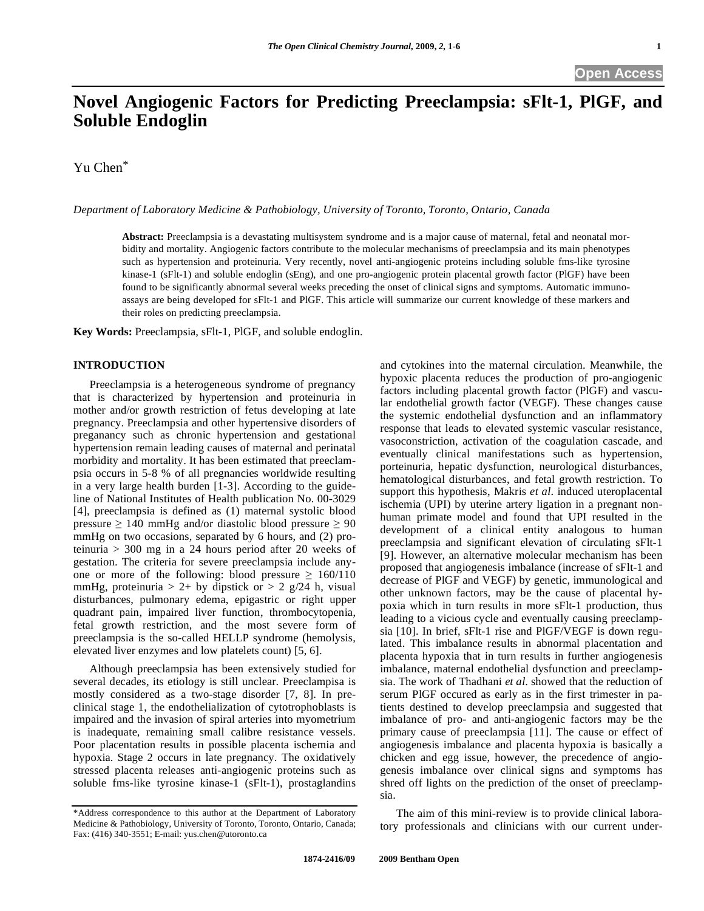# Novel Angiogenic Factors for Predicting Preeclampsia: sFlt-1, PlGF, and Soluble Endoglin

Yu Chen*

*Department of Laboratory Medicine & Pathobiology, University of Toronto, Toronto, Ontario, Canada*

**Abstract:** Preeclampsia is a devastating multisystem syndrome and is a major cause of maternal, fetal and neonatal morbidity and mortality. Angiogenic factors contribute to the molecular mechanisms of preeclampsia and its main phenotypes such as hypertension and proteinuria. Very recently, novel anti-angiogenic proteins including soluble fms-like tyrosine kinase-1 (sFlt-1) and soluble endoglin (sEng), and one pro-angiogenic protein placental growth factor (PlGF) have been found to be significantly abnormal several weeks preceding the onset of clinical signs and symptoms. Automatic immunoassays are being developed for sFlt-1 and PlGF. This article will summarize our current knowledge of these markers and their roles on predicting preeclampsia.

**Key Words:** Preeclampsia, sFlt-1, PlGF, and soluble endoglin.

## INTRODUCTION

Preeclampsia is a heterogeneous syndrome of pregnancy that is characterized by hypertension and proteinuria in mother and/or growth restriction of fetus developing at late pregnancy. Preeclampsia and other hypertensive disorders of preganancy such as chronic hypertension and gestational hypertension remain leading causes of maternal and perinatal morbidity and mortality. It has been estimated that preeclampsia occurs in 5-8 % of all pregnancies worldwide resulting in a very large health burden [1-3]. According to the guideline of National Institutes of Health publication No. 00-3029 [4], preeclampsia is defined as (1) maternal systolic blood pressure $\geq$ 140 mmHg and/or diastolic blood pressure $\geq$ 90 mmHg on two occasions, separated by 6 hours, and (2) proteinuria > 300 mg in a 24 hours period after 20 weeks of gestation. The criteria for severe preeclampsia include anyone or more of the following: blood pressure $\geq$ 160/110 mmHg, proteinuria > 2+ by dipstick or > 2 g/24 h, visual disturbances, pulmonary edema, epigastric or right upper quadrant pain, impaired liver function, thrombocytopenia, fetal growth restriction, and the most severe form of preeclampsia is the so-called HELLP syndrome (hemolysis, elevated liver enzymes and low platelets count) [5, 6].

Although preeclampsia has been extensively studied for several decades, its etiology is still unclear. Preeclampisa is mostly considered as a two-stage disorder [7, 8]. In preclinical stage 1, the endothelialization of cytotrophoblasts is impaired and the invasion of spiral arteries into myometrium is inadequate, remaining small calibre resistance vessels. Poor placentation results in possible placenta ischemia and hypoxia. Stage 2 occurs in late pregnancy. The oxidatively stressed placenta releases anti-angiogenic proteins such as soluble fms-like tyrosine kinase-1 (sFlt-1), prostaglandins and cytokines into the maternal circulation. Meanwhile, the hypoxic placenta reduces the production of pro-angiogenic factors including placental growth factor (PlGF) and vascular endothelial growth factor (VEGF). These changes cause the systemic endothelial dysfunction and an inflammatory response that leads to elevated systemic vascular resistance, vasoconstriction, activation of the coagulation cascade, and eventually clinical manifestations such as hypertension, porteinuria, hepatic dysfunction, neurological disturbances, hematological disturbances, and fetal growth restriction. To support this hypothesis, Makris *et al.* induced uteroplacental ischemia (UPI) by uterine artery ligation in a pregnant non-human primate model and found that UPI resulted in the development of a clinical entity analogous to human preeclampsia and significant elevation of circulating sFlt-1 [9]. However, an alternative molecular mechanism has been proposed that angiogenesis imbalance (increase of sFlt-1 and decrease of PlGF and VEGF) by genetic, immunological and other unknown factors, may be the cause of placental hypoxia which in turn results in more sFlt-1 production, thus leading to a vicious cycle and eventually causing preeclampsia [10]. In brief, sFlt-1 rise and PlGF/VEGF is down regulated. This imbalance results in abnormal placentation and placenta hypoxia that in turn results in further angiogenesis imbalance, maternal endothelial dysfunction and preeclampsia. The work of Thadhani *et al.* showed that the reduction of serum PlGF occured as early as in the first trimester in patients destined to develop preeclampsia and suggested that imbalance of pro- and anti-angiogenic factors may be the primary cause of preeclampsia [11]. The cause or effect of angiogenesis imbalance and placenta hypoxia is basically a chicken and egg issue, however, the precedence of angiogenesis imbalance over clinical signs and symptoms has shred off lights on the prediction of the onset of preeclampsia.

The aim of this mini-review is to provide clinical laboratory professionals and clinicians with our current under-

*Address correspondence to this author at the Department of Laboratory Medicine & Pathobiology, University of Toronto, Toronto, Ontario, Canada; Fax: (416) 340-3551; E-mail: yus.chen@utoronto.ca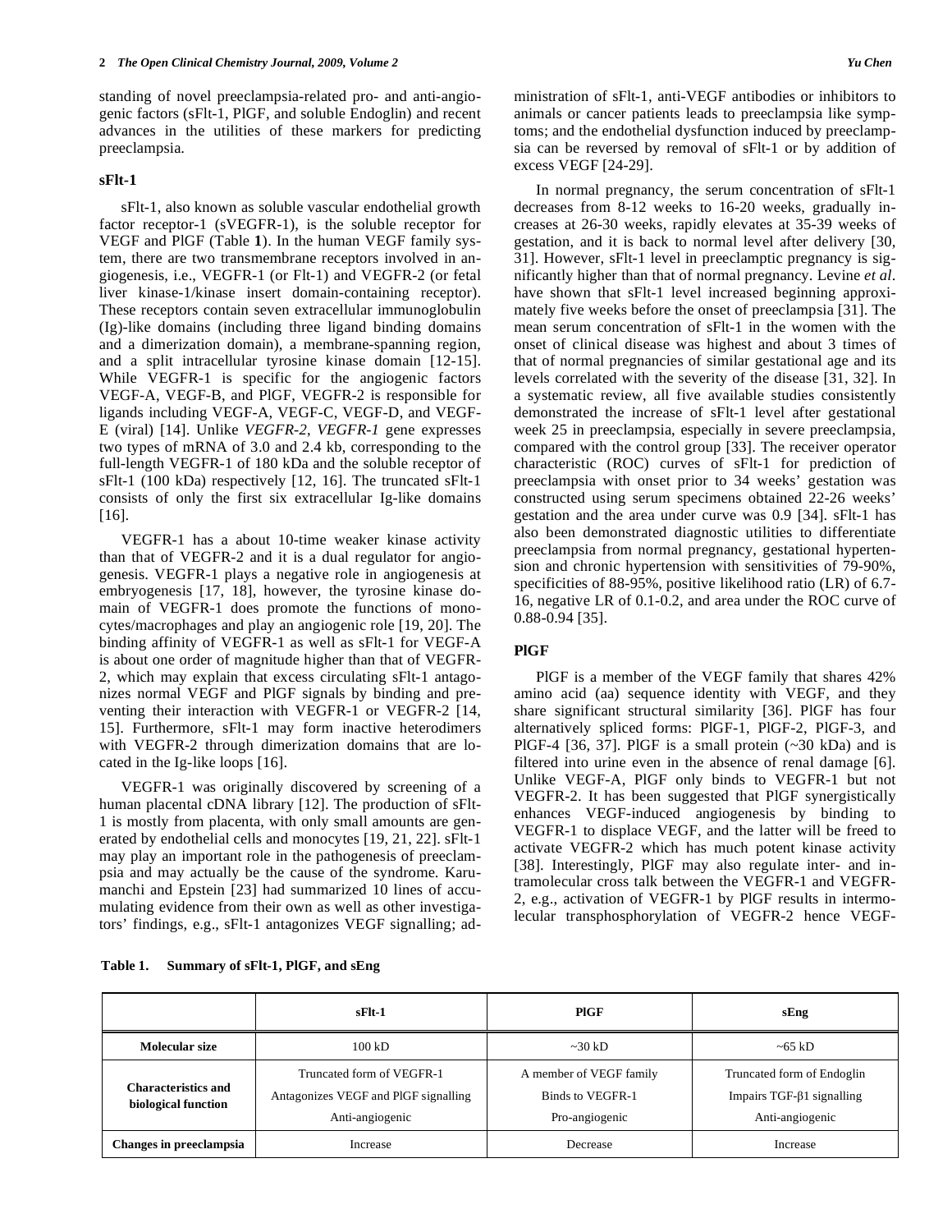standing of novel preeclampsia-related pro- and anti-angiogenic factors (sFlt-1, PlGF, and soluble Endoglin) and recent advances in the utilities of these markers for predicting preeclampsia.

## sFlt-1

sFlt-1, also known as soluble vascular endothelial growth factor receptor-1 (sVEGFR-1), is the soluble receptor for VEGF and PlGF (Table **1**). In the human VEGF family system, there are two transmembrane receptors involved in angiogenesis, i.e., VEGFR-1 (or Flt-1) and VEGFR-2 (or fetal liver kinase-1/kinase insert domain-containing receptor). These receptors contain seven extracellular immunoglobulin (Ig)-like domains (including three ligand binding domains and a dimerization domain), a membrane-spanning region, and a split intracellular tyrosine kinase domain [12-15]. While VEGFR-1 is specific for the angiogenic factors VEGF-A, VEGF-B, and PlGF, VEGFR-2 is responsible for ligands including VEGF-A, VEGF-C, VEGF-D, and VEGF-E (viral) [14]. Unlike *VEGFR-2*, *VEGFR-1* gene expresses two types of mRNA of 3.0 and 2.4 kb, corresponding to the full-length VEGFR-1 of 180 kDa and the soluble receptor of sFlt-1 (100 kDa) respectively [12, 16]. The truncated sFlt-1 consists of only the first six extracellular Ig-like domains [16].

VEGFR-1 has a about 10-time weaker kinase activity than that of VEGFR-2 and it is a dual regulator for angiogenesis. VEGFR-1 plays a negative role in angiogenesis at embryogenesis [17, 18], however, the tyrosine kinase domain of VEGFR-1 does promote the functions of monocytes/macrophages and play an angiogenic role [19, 20]. The binding affinity of VEGFR-1 as well as sFlt-1 for VEGF-A is about one order of magnitude higher than that of VEGFR-2, which may explain that excess circulating sFlt-1 antagonizes normal VEGF and PlGF signals by binding and preventing their interaction with VEGFR-1 or VEGFR-2 [14, 15]. Furthermore, sFlt-1 may form inactive heterodimers with VEGFR-2 through dimerization domains that are located in the Ig-like loops [16].

VEGFR-1 was originally discovered by screening of a human placental cDNA library [12]. The production of sFlt-1 is mostly from placenta, with only small amounts are generated by endothelial cells and monocytes [19, 21, 22]. sFlt-1 may play an important role in the pathogenesis of preeclampsia and may actually be the cause of the syndrome. Karumanchi and Epstein [23] had summarized 10 lines of accumulating evidence from their own as well as other investigators' findings, e.g., sFlt-1 antagonizes VEGF signalling; administration of sFlt-1, anti-VEGF antibodies or inhibitors to animals or cancer patients leads to preeclampsia like symptoms; and the endothelial dysfunction induced by preeclampsia can be reversed by removal of sFlt-1 or by addition of excess VEGF [24-29].

In normal pregnancy, the serum concentration of sFlt-1 decreases from 8-12 weeks to 16-20 weeks, gradually increases at 26-30 weeks, rapidly elevates at 35-39 weeks of gestation, and it is back to normal level after delivery [30, 31]. However, sFlt-1 level in preeclamptic pregnancy is significantly higher than that of normal pregnancy. Levine *et al*. have shown that sFlt-1 level increased beginning approximately five weeks before the onset of preeclampsia [31]. The mean serum concentration of sFlt-1 in the women with the onset of clinical disease was highest and about 3 times of that of normal pregnancies of similar gestational age and its levels correlated with the severity of the disease [31, 32]. In a systematic review, all five available studies consistently demonstrated the increase of sFlt-1 level after gestational week 25 in preeclampsia, especially in severe preeclampsia, compared with the control group [33]. The receiver operator characteristic (ROC) curves of sFlt-1 for prediction of preeclampsia with onset prior to 34 weeks' gestation was constructed using serum specimens obtained 22-26 weeks' gestation and the area under curve was 0.9 [34]. sFlt-1 has also been demonstrated diagnostic utilities to differentiate preeclampsia from normal pregnancy, gestational hypertension and chronic hypertension with sensitivities of 79-90%, specificities of 88-95%, positive likelihood ratio (LR) of 6.7-16, negative LR of 0.1-0.2, and area under the ROC curve of 0.88-0.94 [35].

## PlGF

PlGF is a member of the VEGF family that shares 42% amino acid (aa) sequence identity with VEGF, and they share significant structural similarity [36]. PlGF has four alternatively spliced forms: PlGF-1, PlGF-2, PlGF-3, and PlGF-4 [36, 37]. PlGF is a small protein (~30 kDa) and is filtered into urine even in the absence of renal damage [6]. Unlike VEGF-A, PlGF only binds to VEGFR-1 but not VEGFR-2. It has been suggested that PlGF synergistically enhances VEGF-induced angiogenesis by binding to VEGFR-1 to displace VEGF, and the latter will be freed to activate VEGFR-2 which has much potent kinase activity [38]. Interestingly, PlGF may also regulate inter- and intramolecular cross talk between the VEGFR-1 and VEGFR-2, e.g., activation of VEGFR-1 by PlGF results in intermolecular transphosphorylation of VEGFR-2 hence VEGF-

**Table 1. Summary of sFlt-1, PlGF, and sEng**

| | sFlt-1 | PlGF | sEng |
|---|---|---|---|
| **Molecular size** | 100 kD | ~30 kD | ~65 kD |
| **Characteristics and biological function** | Truncated form of VEGFR-1<br>Antagonizes VEGF and PlGF signalling<br>Anti-angiogenic | A member of VEGF family<br>Binds to VEGFR-1<br>Pro-angiogenic | Truncated form of Endoglin<br>Impairs TGF-β1 signalling<br>Anti-angiogenic |
| **Changes in preeclampsia** | Increase | Decrease | Increase |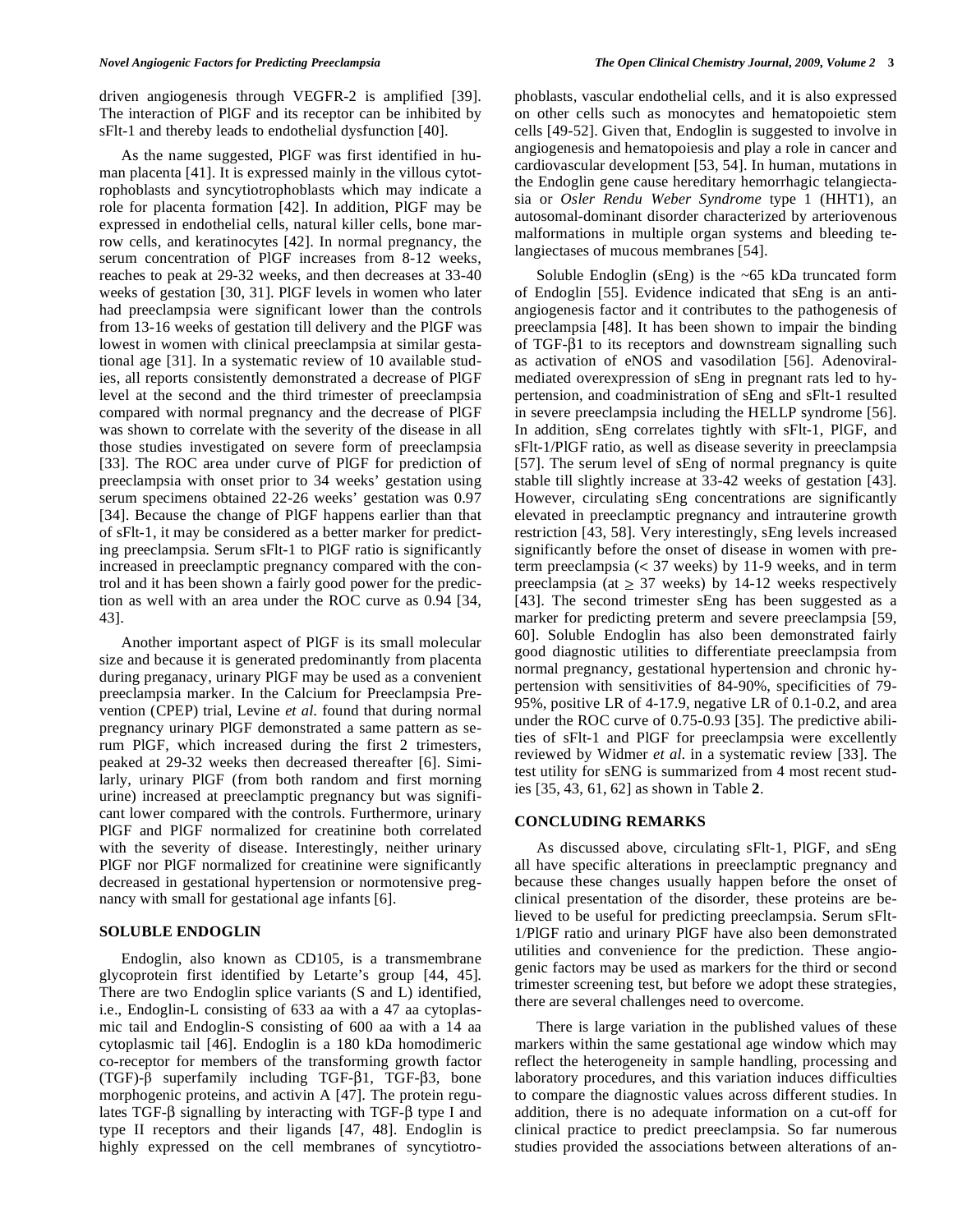driven angiogenesis through VEGFR-2 is amplified [39]. The interaction of PlGF and its receptor can be inhibited by sFlt-1 and thereby leads to endothelial dysfunction [40].

As the name suggested, PlGF was first identified in human placenta [41]. It is expressed mainly in the villous cytotrophoblasts and syncytiotrophoblasts which may indicate a role for placenta formation [42]. In addition, PlGF may be expressed in endothelial cells, natural killer cells, bone marrow cells, and keratinocytes [42]. In normal pregnancy, the serum concentration of PlGF increases from 8-12 weeks, reaches to peak at 29-32 weeks, and then decreases at 33-40 weeks of gestation [30, 31]. PlGF levels in women who later had preeclampsia were significant lower than the controls from 13-16 weeks of gestation till delivery and the PlGF was lowest in women with clinical preeclampsia at similar gestational age [31]. In a systematic review of 10 available studies, all reports consistently demonstrated a decrease of PlGF level at the second and the third trimester of preeclampsia compared with normal pregnancy and the decrease of PlGF was shown to correlate with the severity of the disease in all those studies investigated on severe form of preeclampsia [33]. The ROC area under curve of PlGF for prediction of preeclampsia with onset prior to 34 weeks' gestation using serum specimens obtained 22-26 weeks' gestation was 0.97 [34]. Because the change of PlGF happens earlier than that of sFlt-1, it may be considered as a better marker for predicting preeclampsia. Serum sFlt-1 to PlGF ratio is significantly increased in preeclamptic pregnancy compared with the control and it has been shown a fairly good power for the prediction as well with an area under the ROC curve as 0.94 [34, 43].

Another important aspect of PlGF is its small molecular size and because it is generated predominantly from placenta during preganacy, urinary PlGF may be used as a convenient preeclampsia marker. In the Calcium for Preeclampsia Prevention (CPEP) trial, Levine *et al.* found that during normal pregnancy urinary PlGF demonstrated a same pattern as serum PlGF, which increased during the first 2 trimesters, peaked at 29-32 weeks then decreased thereafter [6]. Similarly, urinary PlGF (from both random and first morning urine) increased at preeclamptic pregnancy but was significant lower compared with the controls. Furthermore, urinary PlGF and PlGF normalized for creatinine both correlated with the severity of disease. Interestingly, neither urinary PlGF nor PlGF normalized for creatinine were significantly decreased in gestational hypertension or normotensive pregnancy with small for gestational age infants [6].

## SOLUBLE ENDOGLIN

Endoglin, also known as CD105, is a transmembrane glycoprotein first identified by Letarte's group [44, 45]. There are two Endoglin splice variants (S and L) identified, i.e., Endoglin-L consisting of 633 aa with a 47 aa cytoplasmic tail and Endoglin-S consisting of 600 aa with a 14 aa cytoplasmic tail [46]. Endoglin is a 180 kDa homodimeric co-receptor for members of the transforming growth factor (TGF)-β superfamily including TGF-β1, TGF-β3, bone morphogenic proteins, and activin A [47]. The protein regulates TGF-β signalling by interacting with TGF-β type I and type II receptors and their ligands [47, 48]. Endoglin is highly expressed on the cell membranes of syncytiotrophoblasts, vascular endothelial cells, and it is also expressed on other cells such as monocytes and hematopoietic stem cells [49-52]. Given that, Endoglin is suggested to involve in angiogenesis and hematopoiesis and play a role in cancer and cardiovascular development [53, 54]. In human, mutations in the Endoglin gene cause hereditary hemorrhagic telangiectasia or *Osler Rendu Weber Syndrome* type 1 (HHT1), an autosomal-dominant disorder characterized by arteriovenous malformations in multiple organ systems and bleeding telangiectases of mucous membranes [54].

Soluble Endoglin (sEng) is the ~65 kDa truncated form of Endoglin [55]. Evidence indicated that sEng is an anti-angiogenesis factor and it contributes to the pathogenesis of preeclampsia [48]. It has been shown to impair the binding of TGF-β1 to its receptors and downstream signalling such as activation of eNOS and vasodilation [56]. Adenoviral-mediated overexpression of sEng in pregnant rats led to hypertension, and coadministration of sEng and sFlt-1 resulted in severe preeclampsia including the HELLP syndrome [56]. In addition, sEng correlates tightly with sFlt-1, PlGF, and sFlt-1/PlGF ratio, as well as disease severity in preeclampsia [57]. The serum level of sEng of normal pregnancy is quite stable till slightly increase at 33-42 weeks of gestation [43]. However, circulating sEng concentrations are significantly elevated in preeclamptic pregnancy and intrauterine growth restriction [43, 58]. Very interestingly, sEng levels increased significantly before the onset of disease in women with preterm preeclampsia (< 37 weeks) by 11-9 weeks, and in term preeclampsia (at ≥ 37 weeks) by 14-12 weeks respectively [43]. The second trimester sEng has been suggested as a marker for predicting preterm and severe preeclampsia [59, 60]. Soluble Endoglin has also been demonstrated fairly good diagnostic utilities to differentiate preeclampsia from normal pregnancy, gestational hypertension and chronic hypertension with sensitivities of 84-90%, specificities of 79-95%, positive LR of 4-17.9, negative LR of 0.1-0.2, and area under the ROC curve of 0.75-0.93 [35]. The predictive abilities of sFlt-1 and PlGF for preeclampsia were excellently reviewed by Widmer *et al.* in a systematic review [33]. The test utility for sENG is summarized from 4 most recent studies [35, 43, 61, 62] as shown in Table **2**.

## CONCLUDING REMARKS

As discussed above, circulating sFlt-1, PlGF, and sEng all have specific alterations in preeclamptic pregnancy and because these changes usually happen before the onset of clinical presentation of the disorder, these proteins are believed to be useful for predicting preeclampsia. Serum sFlt-1/PlGF ratio and urinary PlGF have also been demonstrated utilities and convenience for the prediction. These angiogenic factors may be used as markers for the third or second trimester screening test, but before we adopt these strategies, there are several challenges need to overcome.

There is large variation in the published values of these markers within the same gestational age window which may reflect the heterogeneity in sample handling, processing and laboratory procedures, and this variation induces difficulties to compare the diagnostic values across different studies. In addition, there is no adequate information on a cut-off for clinical practice to predict preeclampsia. So far numerous studies provided the associations between alterations of an-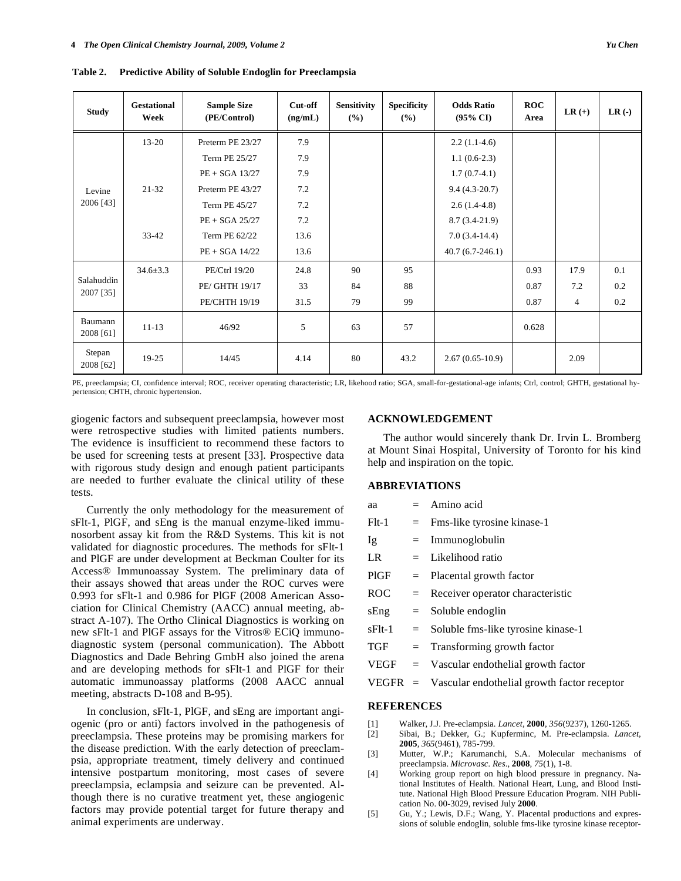**Table 2. Predictive Ability of Soluble Endoglin for Preeclampsia**

| Study | Gestational Week | Sample Size (PE/Control) | Cut-off (ng/mL) | Sensitivity (%) | Specificity (%) | Odds Ratio (95% CI) | ROC Area | LR (+) | LR (-) |
|---|---|---|---|---|---|---|---|---|---|
| Levine 2006 [43] | 13-20 | Preterm PE 23/27 | 7.9 | | | 2.2 (1.1-4.6) | | | |
| | | Term PE 25/27 | 7.9 | | | 1.1 (0.6-2.3) | | | |
| | | PE + SGA 13/27 | 7.9 | | | 1.7 (0.7-4.1) | | | |
| | 21-32 | Preterm PE 43/27 | 7.2 | | | 9.4 (4.3-20.7) | | | |
| | | Term PE 45/27 | 7.2 | | | 2.6 (1.4-4.8) | | | |
| | | PE + SGA 25/27 | 7.2 | | | 8.7 (3.4-21.9) | | | |
| | 33-42 | Term PE 62/22 | 13.6 | | | 7.0 (3.4-14.4) | | | |
| | | PE + SGA 14/22 | 13.6 | | | 40.7 (6.7-246.1) | | | |
| Salahuddin 2007 [35] | 34.6±3.3 | PE/Ctrl 19/20 | 24.8 | 90 | 95 | | 0.93 | 17.9 | 0.1 |
| | | PE/ GHTH 19/17 | 33 | 84 | 88 | | 0.87 | 7.2 | 0.2 |
| | | PE/CHTH 19/19 | 31.5 | 79 | 99 | | 0.87 | 4 | 0.2 |
| Baumann 2008 [61] | 11-13 | 46/92 | 5 | 63 | 57 | | 0.628 | | |
| Stepan 2008 [62] | 19-25 | 14/45 | 4.14 | 80 | 43.2 | 2.67 (0.65-10.9) | | 2.09 | |

PE, preeclampsia; CI, confidence interval; ROC, receiver operating characteristic; LR, likehood ratio; SGA, small-for-gestational-age infants; Ctrl, control; GHTH, gestational hypertension; CHTH, chronic hypertension.

giogenic factors and subsequent preeclampsia, however most were retrospective studies with limited patients numbers. The evidence is insufficient to recommend these factors to be used for screening tests at present [33]. Prospective data with rigorous study design and enough patient participants are needed to further evaluate the clinical utility of these tests.

Currently the only methodology for the measurement of sFlt-1, PlGF, and sEng is the manual enzyme-liked immunosorbent assay kit from the R&D Systems. This kit is not validated for diagnostic procedures. The methods for sFlt-1 and PlGF are under development at Beckman Coulter for its Access® Immunoassay System. The preliminary data of their assays showed that areas under the ROC curves were 0.993 for sFlt-1 and 0.986 for PlGF (2008 American Association for Clinical Chemistry (AACC) annual meeting, abstract A-107). The Ortho Clinical Diagnostics is working on new sFlt-1 and PlGF assays for the Vitros® ECiQ immunodiagnostic system (personal communication). The Abbott Diagnostics and Dade Behring GmbH also joined the arena and are developing methods for sFlt-1 and PlGF for their automatic immunoassay platforms (2008 AACC annual meeting, abstracts D-108 and B-95).

In conclusion, sFlt-1, PlGF, and sEng are important angiogenic (pro or anti) factors involved in the pathogenesis of preeclampsia. These proteins may be promising markers for the disease prediction. With the early detection of preeclampsia, appropriate treatment, timely delivery and continued intensive postpartum monitoring, most cases of severe preeclampsia, eclampsia and seizure can be prevented. Although there is no curative treatment yet, these angiogenic factors may provide potential target for future therapy and animal experiments are underway.

## ACKNOWLEDGEMENT

The author would sincerely thank Dr. Irvin L. Bromberg at Mount Sinai Hospital, University of Toronto for his kind help and inspiration on the topic.

## ABBREVIATIONS

aa = Amino acid

Flt-1 = Fms-like tyrosine kinase-1

Ig = Immunoglobulin

LR = Likelihood ratio

PlGF = Placental growth factor

ROC = Receiver operator characteristic

sEng = Soluble endoglin

sFlt-1 = Soluble fms-like tyrosine kinase-1

TGF = Transforming growth factor

VEGF = Vascular endothelial growth factor

VEGFR = Vascular endothelial growth factor receptor

## REFERENCES

[1] Walker, J.J. Pre-eclampsia. *Lancet*, **2000**, *356*(9237), 1260-1265.

[2] Sibai, B.; Dekker, G.; Kupferminc, M. Pre-eclampsia. *Lancet*, **2005**, *365*(9461), 785-799.

[3] Mutter, W.P.; Karumanchi, S.A. Molecular mechanisms of preeclampsia. *Microvasc. Res*., **2008**, *75*(1), 1-8.

[4] Working group report on high blood pressure in pregnancy. National Institutes of Health. National Heart, Lung, and Blood Institute. National High Blood Pressure Education Program. NIH Publication No. 00-3029, revised July **2000**.

[5] Gu, Y.; Lewis, D.F.; Wang, Y. Placental productions and expressions of soluble endoglin, soluble fms-like tyrosine kinase receptor-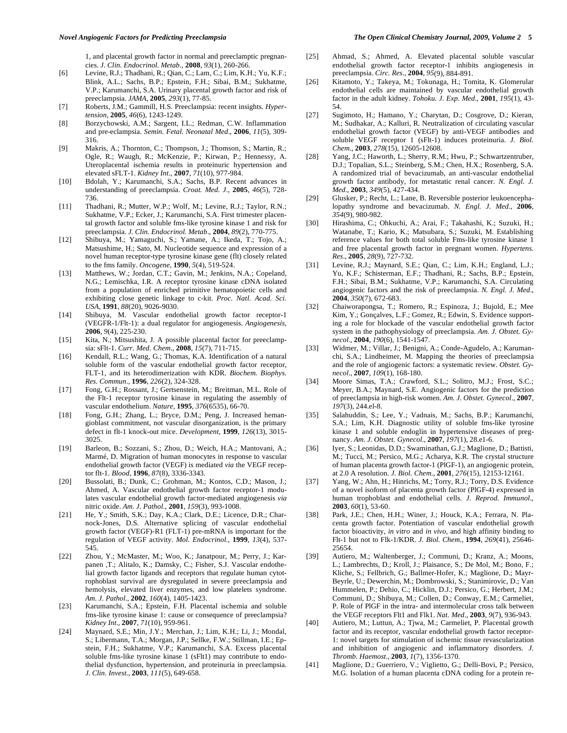1, and placental growth factor in normal and preeclamptic pregnancies. *J. Clin. Endocrinol. Metab*., **2008**, *93*(1), 260-266.

[6] Levine, R.J.; Thadhani, R.; Qian, C.; Lam, C.; Lim, K.H.; Yu, K.F.; Blink, A.L.; Sachs, B.P.; Epstein, F.H.; Sibai, B.M.; Sukhatme, V.P.; Karumanchi, S.A. Urinary placental growth factor and risk of preeclampsia. *JAMA*, **2005**, *293*(1), 77-85.

[7] Roberts, J.M.; Gammill, H.S. Preeclampsia: recent insights. *Hypertension*, **2005**, *46*(6), 1243-1249.

[8] Borzychowski, A.M.; Sargent, I.L.; Redman, C.W. Inflammation and pre-eclampsia. *Semin. Fetal. Neonatal Med*., **2006**, *11*(5), 309-316.

[9] Makris, A.; Thornton, C.; Thompson, J.; Thomson, S.; Martin, R.; Ogle, R.; Waugh, R.; McKenzie, P.; Kirwan, P.; Hennessy, A. Uteroplacental ischemia results in proteinuric hypertension and elevated sFLT-1. *Kidney Int*., **2007**, *71*(10), 977-984.

[10] Bdolah, Y.; Karumanchi, S.A.; Sachs, B.P. Recent advances in understanding of preeclampsia. *Croat. Med. J*., **2005**, *46*(5), 728-736.

[11] Thadhani, R.; Mutter, W.P.; Wolf, M.; Levine, R.J.; Taylor, R.N.; Sukhatme, V.P.; Ecker, J.; Karumanchi, S.A. First trimester placental growth factor and soluble fms-like tyrosine kinase 1 and risk for preeclampsia. *J. Clin. Endocrinol. Metab*., **2004**, *89*(2), 770-775.

[12] Shibuya, M.; Yamaguchi, S.; Yamane, A.; Ikeda, T.; Tojo, A.; Matsushime, H.; Sato, M. Nucleotide sequence and expression of a novel human receptor-type tyrosine kinase gene (flt) closely related to the fms family. *Oncogene*, **1990**, *5*(4), 519-524.

[13] Matthews, W.; Jordan, C.T.; Gavin, M.; Jenkins, N.A.; Copeland, N.G.; Lemischka, I.R. A receptor tyrosine kinase cDNA isolated from a population of enriched primitive hematopoietic cells and exhibiting close genetic linkage to c-kit. *Proc. Natl. Acad. Sci. USA*, **1991**, *88*(20), 9026-9030.

[14] Shibuya, M. Vascular endothelial growth factor receptor-1 (VEGFR-1/Flt-1): a dual regulator for angiogenesis. *Angiogenesis*, **2006**, *9*(4), 225-230.

[15] Kita, N.; Mitsushita, J. A possible placental factor for preeclampsia: sFlt-1. *Curr. Med. Chem*., **2008**, *15*(7), 711-715.

[16] Kendall, R.L.; Wang, G.; Thomas, K.A. Identification of a natural soluble form of the vascular endothelial growth factor receptor, FLT-1, and its heterodimerization with KDR. *Biochem. Biophys. Res. Commun*., **1996**, *226*(2), 324-328.

[17] Fong, G.H.; Rossant, J.; Gertsenstein, M.; Breitman, M.L. Role of the Flt-1 receptor tyrosine kinase in regulating the assembly of vascular endothelium. *Nature*, **1995**, *376*(6535), 66-70.

[18] Fong, G.H.; Zhang, L.; Bryce, D.M.; Peng, J. Increased hemangioblast commitment, not vascular disorganization, is the primary defect in flt-1 knock-out mice. *Development*, **1999**, *126*(13), 3015-3025.

[19] Barleon, B.; Sozzani, S.; Zhou, D.; Weich, H.A.; Mantovani, A.; Marmé, D. Migration of human monocytes in response to vascular endothelial growth factor (VEGF) is mediated *via* the VEGF receptor flt-1. *Blood*, **1996**, *87*(8), 3336-3343.

[20] Bussolati, B.; Dunk, C.; Grohman, M.; Kontos, C.D.; Mason, J.; Ahmed, A. Vascular endothelial growth factor receptor-1 modulates vascular endothelial growth factor-mediated angiogenesis *via* nitric oxide. *Am. J. Pathol*., **2001**, *159*(3), 993-1008.

[21] He, Y.; Smith, S.K.; Day, K.A.; Clark, D.E.; Licence, D.R.; Charnock-Jones, D.S. Alternative splicing of vascular endothelial growth factor (VEGF)-R1 (FLT-1) pre-mRNA is important for the regulation of VEGF activity. *Mol. Endocrinol*., **1999**, *13*(4), 537-545.

[22] Zhou, Y.; McMaster, M.; Woo, K.; Janatpour, M.; Perry, J.; Karpanen ,T.; Alitalo, K.; Damsky, C.; Fisher, S.J. Vascular endothelial growth factor ligands and receptors that regulate human cytotrophoblast survival are dysregulated in severe preeclampsia and hemolysis, elevated liver enzymes, and low platelets syndrome. *Am. J. Pathol*., **2002**, *160*(4), 1405-1423.

[23] Karumanchi, S.A.; Epstein, F.H. Placental ischemia and soluble fms-like tyrosine kinase 1: cause or consequence of preeclampsia? *Kidney Int*., **2007**, *71*(10), 959-961.

[24] Maynard, S.E.; Min, J.Y.; Merchan, J.; Lim, K.H.; Li, J.; Mondal, S.; Libermann, T.A.; Morgan, J.P.; Sellke, F.W.; Stillman, I.E.; Epstein, F.H.; Sukhatme, V.P.; Karumanchi, S.A. Excess placental soluble fms-like tyrosine kinase 1 (sFlt1) may contribute to endothelial dysfunction, hypertension, and proteinuria in preeclampsia. *J. Clin. Invest*., **2003**, *111*(5), 649-658.

[25] Ahmad, S.; Ahmed, A. Elevated placental soluble vascular endothelial growth factor receptor-1 inhibits angiogenesis in preeclampsia. *Circ. Res*., **2004**, *95*(9), 884-891.

[26] Kitamoto, Y.; Takeya, M.; Tokunaga, H.; Tomita, K. Glomerular endothelial cells are maintained by vascular endothelial growth factor in the adult kidney. *Tohoku. J. Exp. Med*., **2001**, *195*(1), 43-54.

[27] Sugimoto, H.; Hamano, Y.; Charytan, D.; Cosgrove, D.; Kieran, M.; Sudhakar, A.; Kalluri, R. Neutralization of circulating vascular endothelial growth factor (VEGF) by anti-VEGF antibodies and soluble VEGF receptor 1 (sFlt-1) induces proteinuria. *J. Biol. Chem*., **2003**, *278*(15), 12605-12608.

[28] Yang, J.C.; Haworth, L.; Sherry, R.M.; Hwu, P.; Schwartzentruber, D.J.; Topalian, S.L.; Steinberg, S.M.; Chen, H.X.; Rosenberg, S.A. A randomized trial of bevacizumab, an anti-vascular endothelial growth factor antibody, for metastatic renal cancer. *N. Engl. J. Med*., **2003**, *349*(5), 427-434.

[29] Glusker, P.; Recht, L.; Lane, B. Reversible posterior leukoencephalopathy syndrome and bevacizumab. *N. Engl. J. Med*., **2006**, *354*(9), 980-982.

[30] Hirashima, C.; Ohkuchi, A.; Arai, F.; Takahashi, K.; Suzuki, H.; Watanabe, T.; Kario, K.; Matsubara, S.; Suzuki, M. Establishing reference values for both total soluble Fms-like tyrosine kinase 1 and free placental growth factor in pregnant women. *Hypertens. Res*., **2005**, *28*(9), 727-732.

[31] Levine, R.J.; Maynard, S.E.; Qian, C.; Lim, K.H.; England, L.J.; Yu, K.F.; Schisterman, E.F.; Thadhani, R.; Sachs, B.P.; Epstein, F.H.; Sibai, B.M.; Sukhatme, V.P.; Karumanchi, S.A. Circulating angiogenic factors and the risk of preeclampsia. *N. Engl. J. Med*., **2004**, *350*(7), 672-683.

[32] Chaiworapongsa, T.; Romero, R.; Espinoza, J.; Bujold, E.; Mee Kim, Y.; Gonçalves, L.F.; Gomez, R.; Edwin, S. Evidence supporting a role for blockade of the vascular endothelial growth factor system in the pathophysiology of preeclampsia. *Am. J. Obstet. Gynecol*., **2004**, *190*(6), 1541-1547.

[33] Widmer, M.; Villar, J.; Benigni, A.; Conde-Agudelo, A.; Karumanchi, S.A.; Lindheimer, M. Mapping the theories of preeclampsia and the role of angiogenic factors: a systematic review. *Obstet. Gynecol*., **2007**, *109*(1), 168-180.

[34] Moore Simas, T.A.; Crawford, S.L.; Solitro, M.J.; Frost, S.C.; Meyer, B.A.; Maynard, S.E. Angiogenic factors for the prediction of preeclampsia in high-risk women. *Am. J. Obstet. Gynecol*., **2007**, *197*(3), 244.el-8.

[35] Salahuddin, S.; Lee, Y.; Vadnais, M.; Sachs, B.P.; Karumanchi, S.A.; Lim, K.H. Diagnostic utility of soluble fms-like tyrosine kinase 1 and soluble endoglin in hypertensive diseases of pregnancy. *Am. J. Obstet. Gynecol*., **2007**, *197*(1), 28.e1-6.

[36] Iyer, S.; Leonidas, D.D.; Swaminathan, G.J.; Maglione, D.; Battisti, M.; Tucci, M.; Persico, M.G.; Acharya, K.R. The crystal structure of human placenta growth factor-1 (PlGF-1), an angiogenic protein, at 2.0 A resolution. *J. Biol. Chem*., **2001**, *276*(15), 12153-12161.

[37] Yang, W.; Ahn, H.; Hinrichs, M.; Torry, R.J.; Torry, D.S. Evidence of a novel isoform of placenta growth factor (PlGF-4) expressed in human trophoblast and endothelial cells. *J. Reprod. Immunol*., **2003**, *60*(1), 53-60.

[38] Park, J.E.; Chen, H.H.; Winer, J.; Houck, K.A.; Ferrara, N. Placenta growth factor. Potentiation of vascular endothelial growth factor bioactivity, *in vitro* and *in vivo*, and high affinity binding to Flt-1 but not to Flk-1/KDR. *J. Biol. Chem*., **1994**, *269*(41), 25646-25654.

[39] Autiero, M.; Waltenberger, J.; Communi, D.; Kranz, A.; Moons, L.; Lambrechts, D.; Kroll, J.; Plaisance, S.; De Mol, M.; Bono, F.; Kliche, S.; Fellbrich, G.; Ballmer-Hofer, K.; Maglione, D.; Mayr-Beyrle, U.; Dewerchin, M.; Dombrowski, S.; Stanimirovic, D.; Van Hummelen, P.; Dehio, C.; Hicklin, D.J.; Persico, G.; Herbert, J.M.; Communi, D.; Shibuya, M.; Collen, D.; Conway, E.M.; Carmeliet, P. Role of PlGF in the intra- and intermolecular cross talk between the VEGF receptors Flt1 and Flk1. *Nat. Med*., **2003**, *9*(7), 936-943.

[40] Autiero, M.; Luttun, A.; Tjwa, M.; Carmeliet, P. Placental growth factor and its receptor, vascular endothelial growth factor receptor-1: novel targets for stimulation of ischemic tissue revascularization and inhibition of angiogenic and inflammatory disorders. *J. Thromb. Haemost*., **2003**, *1*(7), 1356-1370.

[41] Maglione, D.; Guerriero, V.; Viglietto, G.; Delli-Bovi, P.; Persico, M.G. Isolation of a human placenta cDNA coding for a protein re-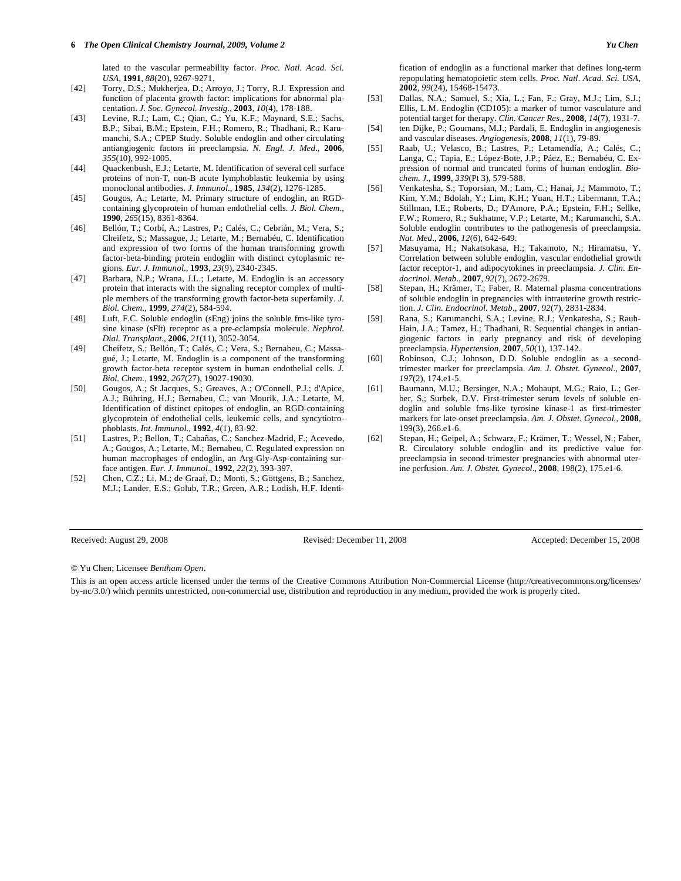lated to the vascular permeability factor. *Proc. Natl. Acad. Sci. USA*, **1991**, *88*(20), 9267-9271.

[42] Torry, D.S.; Mukherjea, D.; Arroyo, J.; Torry, R.J. Expression and function of placenta growth factor: implications for abnormal placentation. *J. Soc. Gynecol. Investig*., **2003**, *10*(4), 178-188.

[43] Levine, R.J.; Lam, C.; Qian, C.; Yu, K.F.; Maynard, S.E.; Sachs, B.P.; Sibai, B.M.; Epstein, F.H.; Romero, R.; Thadhani, R.; Karumanchi, S.A.; CPEP Study. Soluble endoglin and other circulating antiangiogenic factors in preeclampsia. *N. Engl. J. Med*., **2006**, *355*(10), 992-1005.

[44] Quackenbush, E.J.; Letarte, M. Identification of several cell surface proteins of non-T, non-B acute lymphoblastic leukemia by using monoclonal antibodies. *J. Immunol*., **1985**, *134*(2), 1276-1285.

[45] Gougos, A.; Letarte, M. Primary structure of endoglin, an RGD-containing glycoprotein of human endothelial cells. *J. Biol. Chem*., **1990**, *265*(15), 8361-8364.

[46] Bellón, T.; Corbí, A.; Lastres, P.; Calés, C.; Cebrián, M.; Vera, S.; Cheifetz, S.; Massague, J.; Letarte, M.; Bernabéu, C. Identification and expression of two forms of the human transforming growth factor-beta-binding protein endoglin with distinct cytoplasmic regions. *Eur. J. Immunol*., **1993**, *23*(9), 2340-2345.

[47] Barbara, N.P.; Wrana, J.L.; Letarte, M. Endoglin is an accessory protein that interacts with the signaling receptor complex of multiple members of the transforming growth factor-beta superfamily. *J. Biol. Chem*., **1999**, *274*(2), 584-594.

[48] Luft, F.C. Soluble endoglin (sEng) joins the soluble fms-like tyrosine kinase (sFlt) receptor as a pre-eclampsia molecule. *Nephrol. Dial. Transplant*., **2006**, *21*(11), 3052-3054.

[49] Cheifetz, S.; Bellón, T.; Calés, C.; Vera, S.; Bernabeu, C.; Massagué, J.; Letarte, M. Endoglin is a component of the transforming growth factor-beta receptor system in human endothelial cells. *J. Biol. Chem*., **1992**, *267*(27), 19027-19030.

[50] Gougos, A.; St Jacques, S.; Greaves, A.; O'Connell, P.J.; d'Apice, A.J.; Bühring, H.J.; Bernabeu, C.; van Mourik, J.A.; Letarte, M. Identification of distinct epitopes of endoglin, an RGD-containing glycoprotein of endothelial cells, leukemic cells, and syncytiotrophoblasts. *Int. Immunol*., **1992**, *4*(1), 83-92.

[51] Lastres, P.; Bellon, T.; Cabañas, C.; Sanchez-Madrid, F.; Acevedo, A.; Gougos, A.; Letarte, M.; Bernabeu, C. Regulated expression on human macrophages of endoglin, an Arg-Gly-Asp-containing surface antigen. *Eur. J. Immunol*., **1992**, *22*(2), 393-397.

[52] Chen, C.Z.; Li, M.; de Graaf, D.; Monti, S.; Göttgens, B.; Sanchez, M.J.; Lander, E.S.; Golub, T.R.; Green, A.R.; Lodish, H.F. Identification of endoglin as a functional marker that defines long-term repopulating hematopoietic stem cells. *Proc. Natl. Acad. Sci. USA*, **2002**, *99*(24), 15468-15473.

[53] Dallas, N.A.; Samuel, S.; Xia, L.; Fan, F.; Gray, M.J.; Lim, S.J.; Ellis, L.M. Endoglin (CD105): a marker of tumor vasculature and potential target for therapy. *Clin. Cancer Res*., **2008**, *14*(7), 1931-7.

[54] ten Dijke, P.; Goumans, M.J.; Pardali, E. Endoglin in angiogenesis and vascular diseases. *Angiogenesis*, **2008**, *11*(1), 79-89.

[55] Raab, U.; Velasco, B.; Lastres, P.; Letamendía, A.; Calés, C.; Langa, C.; Tapia, E.; López-Bote, J.P.; Páez, E.; Bernabéu, C. Expression of normal and truncated forms of human endoglin. *Biochem. J*., **1999**, *339*(Pt 3), 579-588.

[56] Venkatesha, S.; Toporsian, M.; Lam, C.; Hanai, J.; Mammoto, T.; Kim, Y.M.; Bdolah, Y.; Lim, K.H.; Yuan, H.T.; Libermann, T.A.; Stillman, I.E.; Roberts, D.; D'Amore, P.A.; Epstein, F.H.; Sellke, F.W.; Romero, R.; Sukhatme, V.P.; Letarte, M.; Karumanchi, S.A. Soluble endoglin contributes to the pathogenesis of preeclampsia. *Nat. Med*., **2006**, *12*(6), 642-649.

[57] Masuyama, H.; Nakatsukasa, H.; Takamoto, N.; Hiramatsu, Y. Correlation between soluble endoglin, vascular endothelial growth factor receptor-1, and adipocytokines in preeclampsia. *J. Clin. Endocrinol. Metab*., **2007**, *92*(7), 2672-2679.

[58] Stepan, H.; Krämer, T.; Faber, R. Maternal plasma concentrations of soluble endoglin in pregnancies with intrauterine growth restriction. *J. Clin. Endocrinol. Metab*., **2007**, *92*(7), 2831-2834.

[59] Rana, S.; Karumanchi, S.A.; Levine, R.J.; Venkatesha, S.; Rauh-Hain, J.A.; Tamez, H.; Thadhani, R. Sequential changes in antiangiogenic factors in early pregnancy and risk of developing preeclampsia. *Hypertension*, **2007**, *50*(1), 137-142.

[60] Robinson, C.J.; Johnson, D.D. Soluble endoglin as a second-trimester marker for preeclampsia. *Am. J. Obstet. Gynecol*., **2007**, *197*(2), 174.e1-5.

[61] Baumann, M.U.; Bersinger, N.A.; Mohaupt, M.G.; Raio, L.; Gerber, S.; Surbek, D.V. First-trimester serum levels of soluble endoglin and soluble fms-like tyrosine kinase-1 as first-trimester markers for late-onset preeclampsia. *Am. J. Obstet. Gynecol.*, **2008**, 199(3), 266.e1-6.

[62] Stepan, H.; Geipel, A.; Schwarz, F.; Krämer, T.; Wessel, N.; Faber, R. Circulatory soluble endoglin and its predictive value for preeclampsia in second-trimester pregnancies with abnormal uterine perfusion. *Am. J. Obstet. Gynecol*., **2008**, 198(2), 175.e1-6.

---

Received: August 29, 2008 Revised: December 11, 2008 Accepted: December 15, 2008

© Yu Chen; Licensee *Bentham Open*.

This is an open access article licensed under the terms of the Creative Commons Attribution Non-Commercial License (http://creativecommons.org/licenses/by-nc/3.0/) which permits unrestricted, non-commercial use, distribution and reproduction in any medium, provided the work is properly cited.